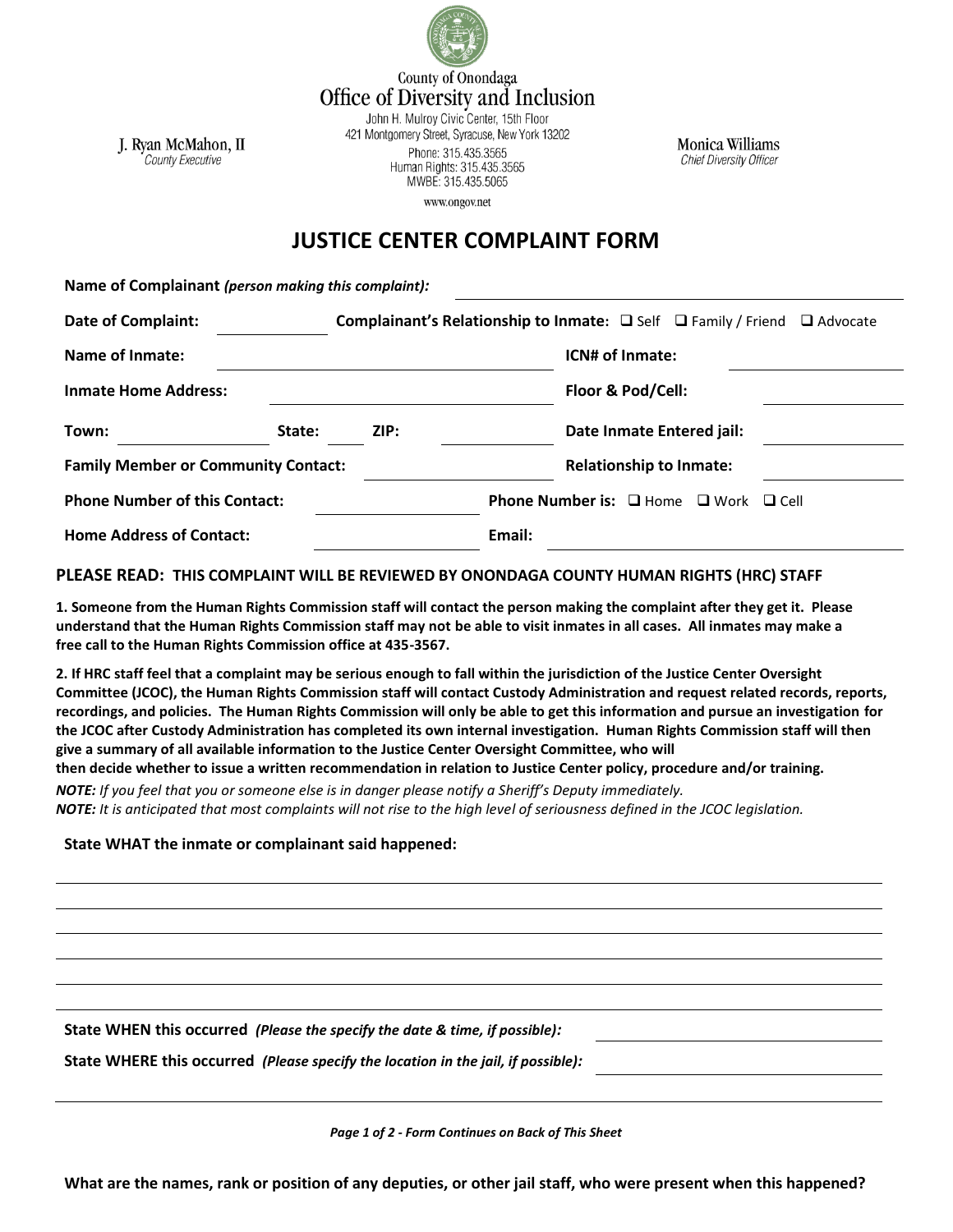County of Onondaga
Office of Diversity and Inclusion
John H. Mulroy Civic Center, 15th Floor
421 Montgomery Street, Syracuse, New York 13202
Phone: 315.435.3565
Human Rights: 315.435.3565
MWBE: 315.435.5065
www.ongov.net

J. Ryan McMahon, II
*County Executive*

Monica Williams
*Chief Diversity Officer*

# JUSTICE CENTER COMPLAINT FORM

**Name of Complainant** ***(person making this complaint):*** ____________________

**Date of Complaint:** __________ **Complainant's Relationship to Inmate:** ❑ Self ❑ Family / Friend ❑ Advocate

**Name of Inmate:** ____________________ **ICN# of Inmate:** __________

**Inmate Home Address:** ____________________ **Floor & Pod/Cell:** __________

**Town:** __________ **State:** ____ **ZIP:** __________ **Date Inmate Entered jail:** __________

**Family Member or Community Contact:** __________ **Relationship to Inmate:** __________

**Phone Number of this Contact:** __________ **Phone Number is:** ❑ Home ❑ Work ❑ Cell

**Home Address of Contact:** __________ **Email:** ____________________

**PLEASE READ: THIS COMPLAINT WILL BE REVIEWED BY ONONDAGA COUNTY HUMAN RIGHTS (HRC) STAFF**

**1. Someone from the Human Rights Commission staff will contact the person making the complaint after they get it. Please understand that the Human Rights Commission staff may not be able to visit inmates in all cases. All inmates may make a free call to the Human Rights Commission office at 435-3567.**

**2. If HRC staff feel that a complaint may be serious enough to fall within the jurisdiction of the Justice Center Oversight Committee (JCOC), the Human Rights Commission staff will contact Custody Administration and request related records, reports, recordings, and policies. The Human Rights Commission will only be able to get this information and pursue an investigation for the JCOC after Custody Administration has completed its own internal investigation. Human Rights Commission staff will then give a summary of all available information to the Justice Center Oversight Committee, who will then decide whether to issue a written recommendation in relation to Justice Center policy, procedure and/or training.**

***NOTE:*** *If you feel that you or someone else is in danger please notify a Sheriff's Deputy immediately.*
***NOTE:*** *It is anticipated that most complaints will not rise to the high level of seriousness defined in the JCOC legislation.*

**State WHAT the inmate or complainant said happened:**

______________________________________________________________________

______________________________________________________________________

______________________________________________________________________

______________________________________________________________________

______________________________________________________________________

______________________________________________________________________

**State WHEN this occurred** ***(Please the specify the date & time, if possible):*** ____________________

**State WHERE this occurred** ***(Please specify the location in the jail, if possible):*** ____________________

______________________________________________________________________

*Page 1 of 2 - Form Continues on Back of This Sheet*

**What are the names, rank or position of any deputies, or other jail staff, who were present when this happened?**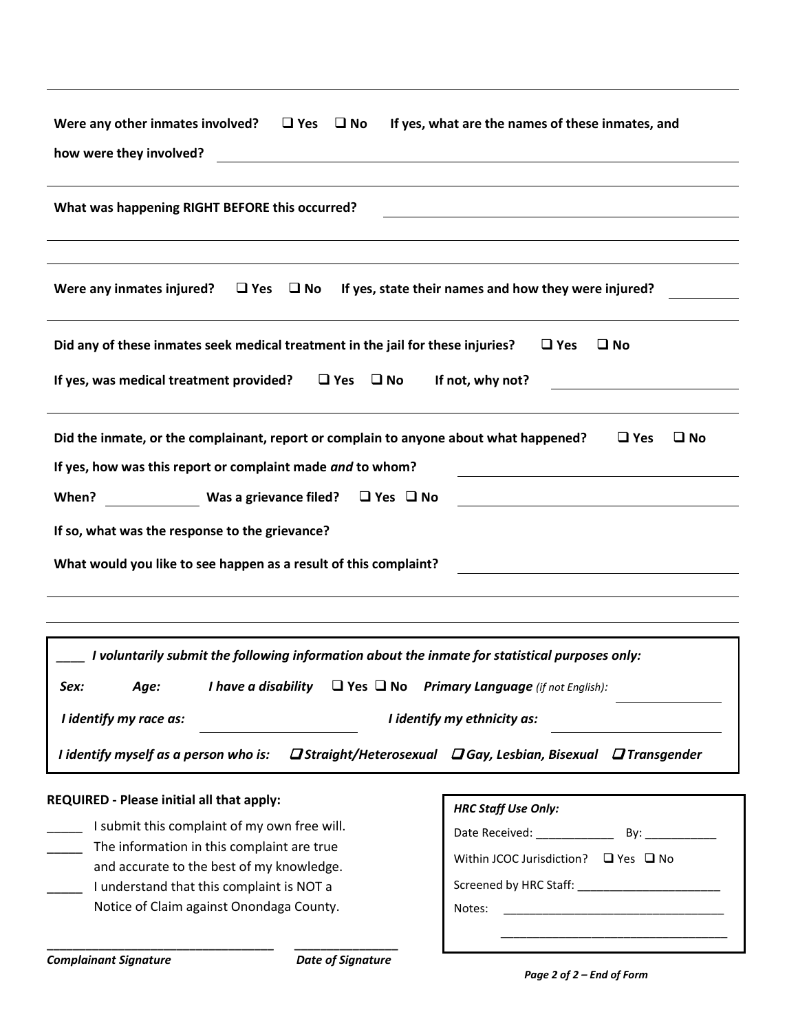**Were any other inmates involved?** ❑ **Yes** ❑ **No** **If yes, what are the names of these inmates, and how were they involved?**

**What was happening RIGHT BEFORE this occurred?**

**Were any inmates injured?** ❑ **Yes** ❑ **No** **If yes, state their names and how they were injured?**

**Did any of these inmates seek medical treatment in the jail for these injuries?** ❑ **Yes** ❑ **No**

**If yes, was medical treatment provided?** ❑ **Yes** ❑ **No** **If not, why not?**

**Did the inmate, or the complainant, report or complain to anyone about what happened?** ❑ **Yes** ❑ **No**

**If yes, how was this report or complaint made *and* to whom?**

**When?** \_\_\_\_\_\_\_\_\_\_ **Was a grievance filed?** ❑ **Yes** ❑ **No**

**If so, what was the response to the grievance?**

**What would you like to see happen as a result of this complaint?**

\_\_\_\_ ***I voluntarily submit the following information about the inmate for statistical purposes only:***

***Sex:*** ***Age:*** ***I have a disability*** ❑ **Yes** ❑ **No** ***Primary Language*** *(if not English):*

***I identify my race as:*** \_\_\_\_\_\_\_\_\_\_ ***I identify my ethnicity as:*** \_\_\_\_\_\_\_\_\_\_

***I identify myself as a person who is:*** ❑ ***Straight/Heterosexual*** ❑ ***Gay, Lesbian, Bisexual*** ❑ ***Transgender***

**REQUIRED - Please initial all that apply:**

\_\_\_\_\_ I submit this complaint of my own free will.

\_\_\_\_\_ The information in this complaint are true and accurate to the best of my knowledge.

\_\_\_\_\_ I understand that this complaint is NOT a Notice of Claim against Onondaga County.

\_\_\_\_\_\_\_\_\_\_\_\_\_\_\_\_\_\_\_\_\_\_\_\_\_\_\_\_\_\_ \_\_\_\_\_\_\_\_\_\_\_\_\_\_\_

***Complainant Signature*** ***Date of Signature***

*HRC Staff Use Only:*

Date Received: \_\_\_\_\_\_\_\_\_\_\_\_ By: \_\_\_\_\_\_\_\_\_\_\_

Within JCOC Jurisdiction? ❑ Yes ❑ No

Screened by HRC Staff: \_\_\_\_\_\_\_\_\_\_\_\_\_\_\_\_\_\_\_\_\_\_

Notes: \_\_\_\_\_\_\_\_\_\_\_\_\_\_\_\_\_\_\_\_\_\_\_\_\_\_\_\_\_\_\_\_\_\_

\_\_\_\_\_\_\_\_\_\_\_\_\_\_\_\_\_\_\_\_\_\_\_\_\_\_\_\_\_\_\_\_\_\_\_

***End of Form***